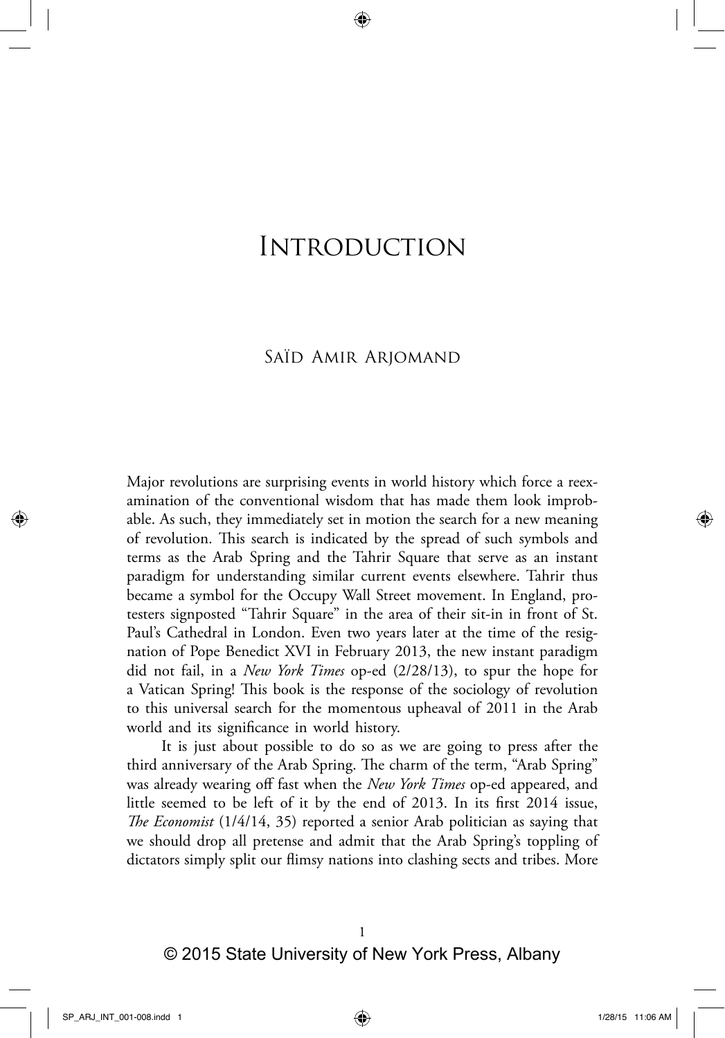# Introduction

Saïd Amir Arjomand

Major revolutions are surprising events in world history which force a reexamination of the conventional wisdom that has made them look improbable. As such, they immediately set in motion the search for a new meaning of revolution. This search is indicated by the spread of such symbols and terms as the Arab Spring and the Tahrir Square that serve as an instant paradigm for understanding similar current events elsewhere. Tahrir thus became a symbol for the Occupy Wall Street movement. In England, protesters signposted "Tahrir Square" in the area of their sit-in in front of St. Paul's Cathedral in London. Even two years later at the time of the resignation of Pope Benedict XVI in February 2013, the new instant paradigm did not fail, in a *New York Times* op-ed (2/28/13), to spur the hope for a Vatican Spring! This book is the response of the sociology of revolution to this universal search for the momentous upheaval of 2011 in the Arab world and its significance in world history.

It is just about possible to do so as we are going to press after the third anniversary of the Arab Spring. The charm of the term, "Arab Spring" was already wearing off fast when the *New York Times* op-ed appeared, and little seemed to be left of it by the end of 2013. In its first 2014 issue, *The Economist* (1/4/14, 35) reported a senior Arab politician as saying that we should drop all pretense and admit that the Arab Spring's toppling of dictators simply split our flimsy nations into clashing sects and tribes. More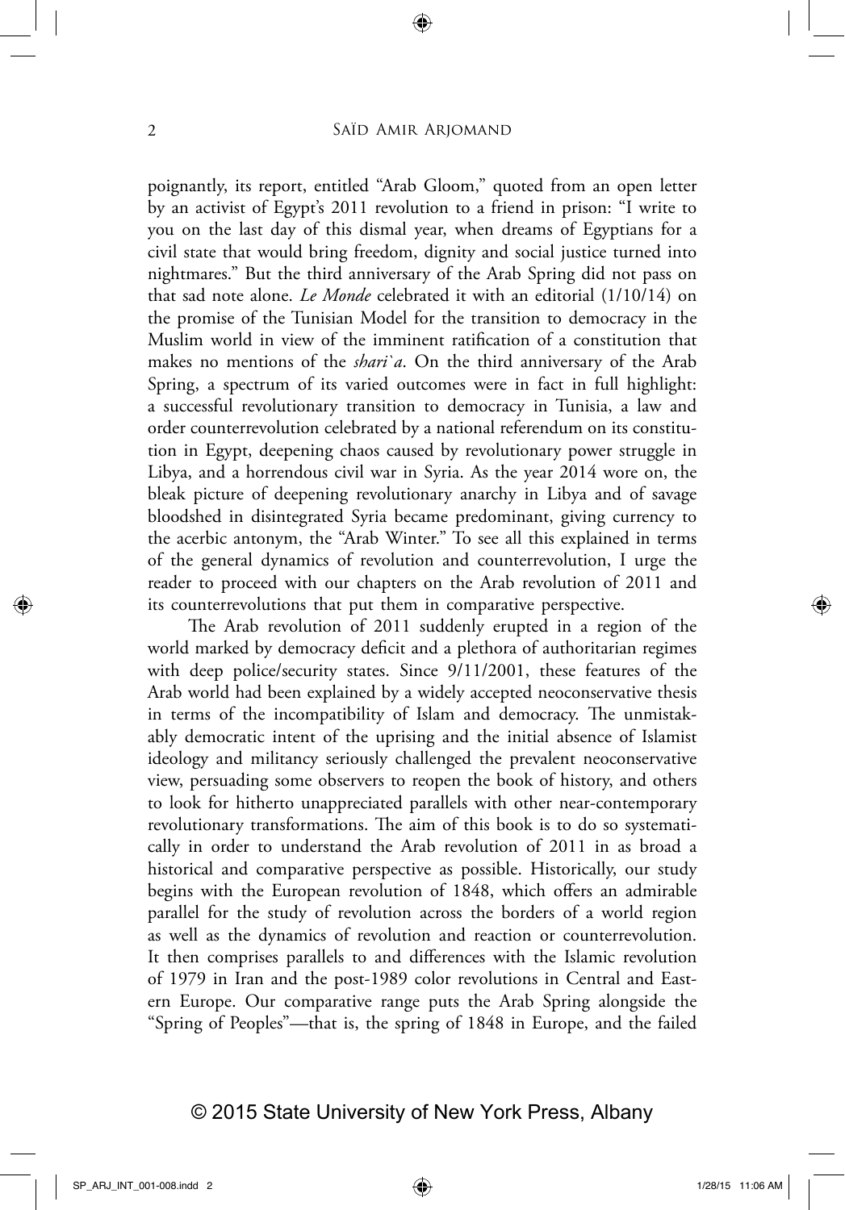poignantly, its report, entitled "Arab Gloom," quoted from an open letter by an activist of Egypt's 2011 revolution to a friend in prison: "I write to you on the last day of this dismal year, when dreams of Egyptians for a civil state that would bring freedom, dignity and social justice turned into nightmares." But the third anniversary of the Arab Spring did not pass on that sad note alone. *Le Monde* celebrated it with an editorial (1/10/14) on the promise of the Tunisian Model for the transition to democracy in the Muslim world in view of the imminent ratification of a constitution that makes no mentions of the *shari`a*. On the third anniversary of the Arab Spring, a spectrum of its varied outcomes were in fact in full highlight: a successful revolutionary transition to democracy in Tunisia, a law and order counterrevolution celebrated by a national referendum on its constitution in Egypt, deepening chaos caused by revolutionary power struggle in Libya, and a horrendous civil war in Syria. As the year 2014 wore on, the bleak picture of deepening revolutionary anarchy in Libya and of savage bloodshed in disintegrated Syria became predominant, giving currency to the acerbic antonym, the "Arab Winter." To see all this explained in terms of the general dynamics of revolution and counterrevolution, I urge the reader to proceed with our chapters on the Arab revolution of 2011 and its counterrevolutions that put them in comparative perspective.

The Arab revolution of 2011 suddenly erupted in a region of the world marked by democracy deficit and a plethora of authoritarian regimes with deep police/security states. Since 9/11/2001, these features of the Arab world had been explained by a widely accepted neoconservative thesis in terms of the incompatibility of Islam and democracy. The unmistakably democratic intent of the uprising and the initial absence of Islamist ideology and militancy seriously challenged the prevalent neoconservative view, persuading some observers to reopen the book of history, and others to look for hitherto unappreciated parallels with other near-contemporary revolutionary transformations. The aim of this book is to do so systematically in order to understand the Arab revolution of 2011 in as broad a historical and comparative perspective as possible. Historically, our study begins with the European revolution of 1848, which offers an admirable parallel for the study of revolution across the borders of a world region as well as the dynamics of revolution and reaction or counterrevolution. It then comprises parallels to and differences with the Islamic revolution of 1979 in Iran and the post-1989 color revolutions in Central and Eastern Europe. Our comparative range puts the Arab Spring alongside the "Spring of Peoples"—that is, the spring of 1848 in Europe, and the failed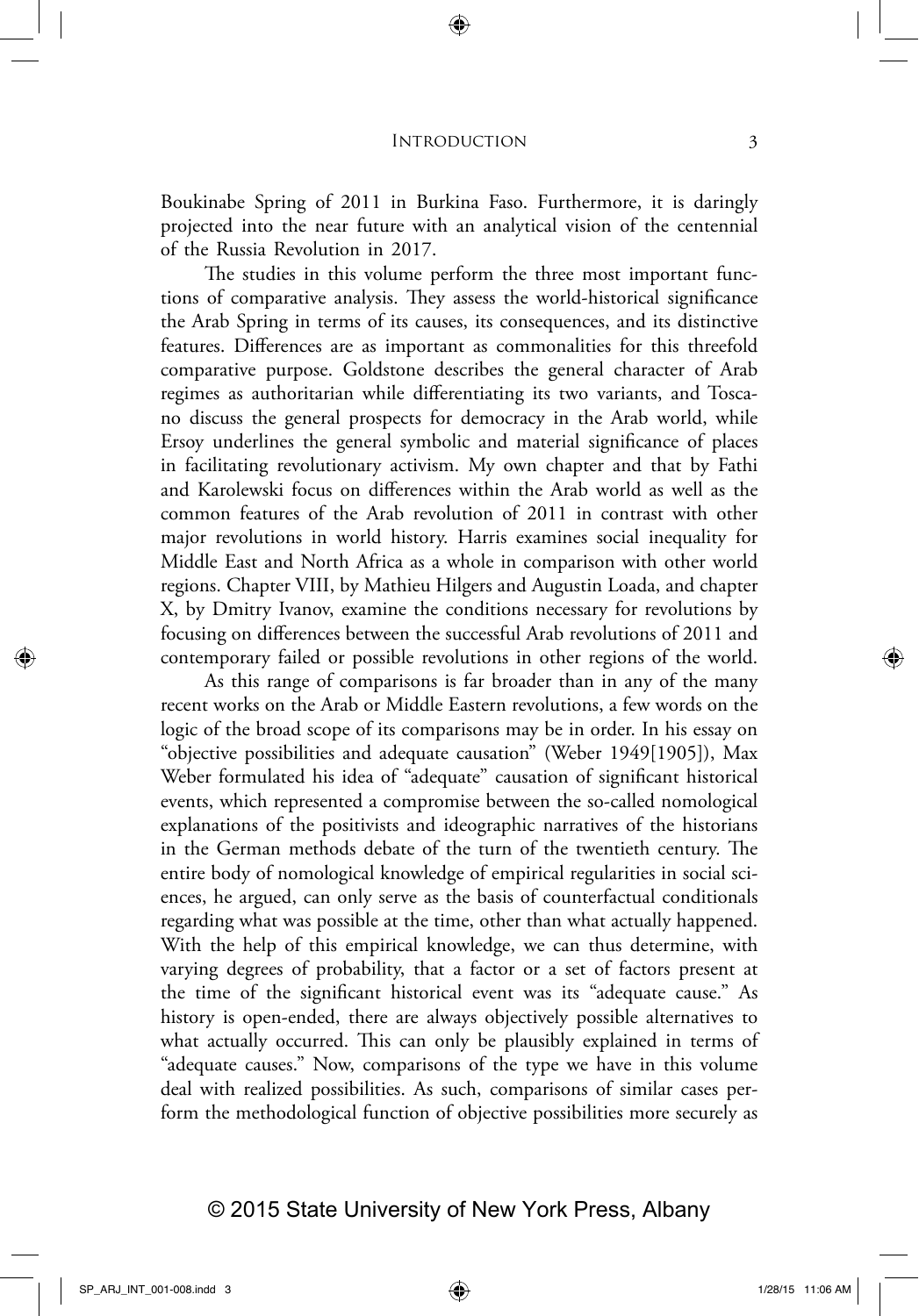Boukinabe Spring of 2011 in Burkina Faso. Furthermore, it is daringly projected into the near future with an analytical vision of the centennial of the Russia Revolution in 2017.

The studies in this volume perform the three most important functions of comparative analysis. They assess the world-historical significance the Arab Spring in terms of its causes, its consequences, and its distinctive features. Differences are as important as commonalities for this threefold comparative purpose. Goldstone describes the general character of Arab regimes as authoritarian while differentiating its two variants, and Toscano discuss the general prospects for democracy in the Arab world, while Ersoy underlines the general symbolic and material significance of places in facilitating revolutionary activism. My own chapter and that by Fathi and Karolewski focus on differences within the Arab world as well as the common features of the Arab revolution of 2011 in contrast with other major revolutions in world history. Harris examines social inequality for Middle East and North Africa as a whole in comparison with other world regions. Chapter VIII, by Mathieu Hilgers and Augustin Loada, and chapter X, by Dmitry Ivanov, examine the conditions necessary for revolutions by focusing on differences between the successful Arab revolutions of 2011 and contemporary failed or possible revolutions in other regions of the world.

As this range of comparisons is far broader than in any of the many recent works on the Arab or Middle Eastern revolutions, a few words on the logic of the broad scope of its comparisons may be in order. In his essay on "objective possibilities and adequate causation" (Weber 1949[1905]), Max Weber formulated his idea of "adequate" causation of significant historical events, which represented a compromise between the so-called nomological explanations of the positivists and ideographic narratives of the historians in the German methods debate of the turn of the twentieth century. The entire body of nomological knowledge of empirical regularities in social sciences, he argued, can only serve as the basis of counterfactual conditionals regarding what was possible at the time, other than what actually happened. With the help of this empirical knowledge, we can thus determine, with varying degrees of probability, that a factor or a set of factors present at the time of the significant historical event was its "adequate cause." As history is open-ended, there are always objectively possible alternatives to what actually occurred. This can only be plausibly explained in terms of "adequate causes." Now, comparisons of the type we have in this volume deal with realized possibilities. As such, comparisons of similar cases perform the methodological function of objective possibilities more securely as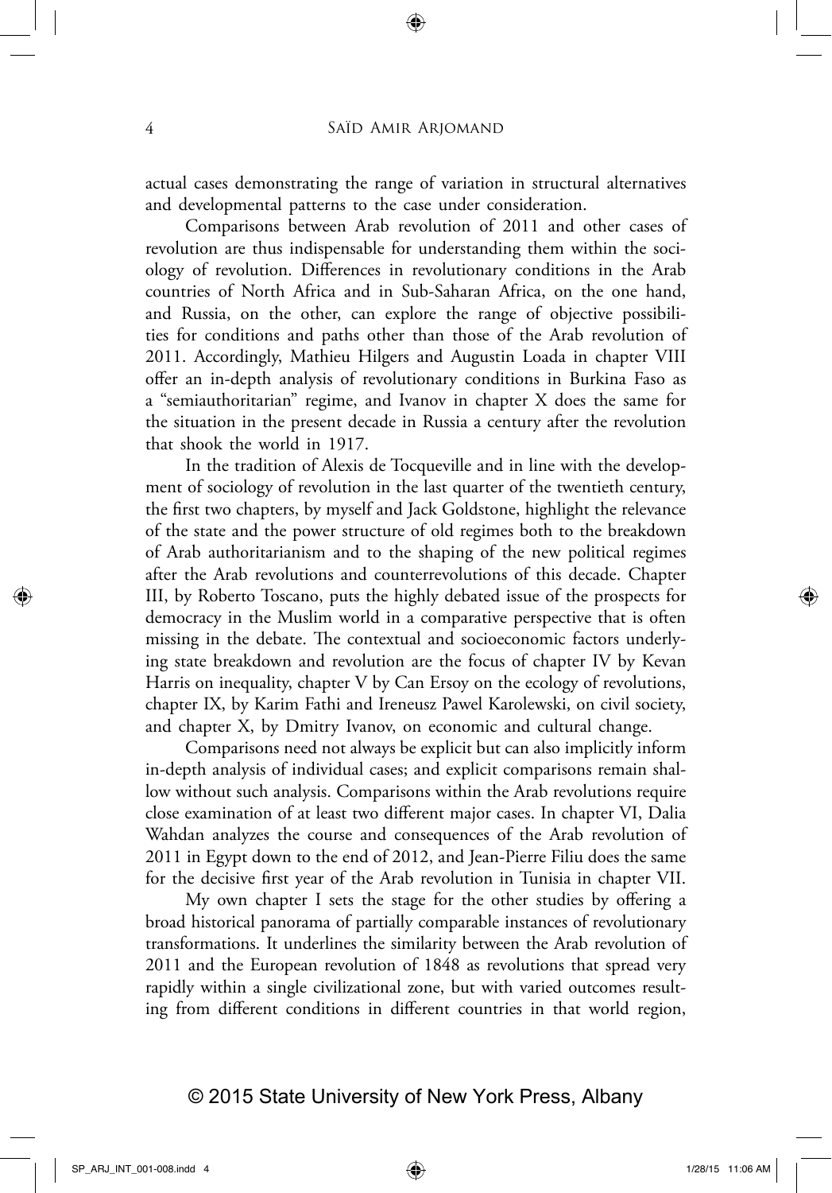actual cases demonstrating the range of variation in structural alternatives and developmental patterns to the case under consideration.

Comparisons between Arab revolution of 2011 and other cases of revolution are thus indispensable for understanding them within the sociology of revolution. Differences in revolutionary conditions in the Arab countries of North Africa and in Sub-Saharan Africa, on the one hand, and Russia, on the other, can explore the range of objective possibilities for conditions and paths other than those of the Arab revolution of 2011. Accordingly, Mathieu Hilgers and Augustin Loada in chapter VIII offer an in-depth analysis of revolutionary conditions in Burkina Faso as a "semiauthoritarian" regime, and Ivanov in chapter X does the same for the situation in the present decade in Russia a century after the revolution that shook the world in 1917.

In the tradition of Alexis de Tocqueville and in line with the development of sociology of revolution in the last quarter of the twentieth century, the first two chapters, by myself and Jack Goldstone, highlight the relevance of the state and the power structure of old regimes both to the breakdown of Arab authoritarianism and to the shaping of the new political regimes after the Arab revolutions and counterrevolutions of this decade. Chapter III, by Roberto Toscano, puts the highly debated issue of the prospects for democracy in the Muslim world in a comparative perspective that is often missing in the debate. The contextual and socioeconomic factors underlying state breakdown and revolution are the focus of chapter IV by Kevan Harris on inequality, chapter V by Can Ersoy on the ecology of revolutions, chapter IX, by Karim Fathi and Ireneusz Pawel Karolewski, on civil society, and chapter X, by Dmitry Ivanov, on economic and cultural change.

Comparisons need not always be explicit but can also implicitly inform in-depth analysis of individual cases; and explicit comparisons remain shallow without such analysis. Comparisons within the Arab revolutions require close examination of at least two different major cases. In chapter VI, Dalia Wahdan analyzes the course and consequences of the Arab revolution of 2011 in Egypt down to the end of 2012, and Jean-Pierre Filiu does the same for the decisive first year of the Arab revolution in Tunisia in chapter VII.

My own chapter I sets the stage for the other studies by offering a broad historical panorama of partially comparable instances of revolutionary transformations. It underlines the similarity between the Arab revolution of 2011 and the European revolution of 1848 as revolutions that spread very rapidly within a single civilizational zone, but with varied outcomes resulting from different conditions in different countries in that world region,

© 2015 State University of New York Press, Albany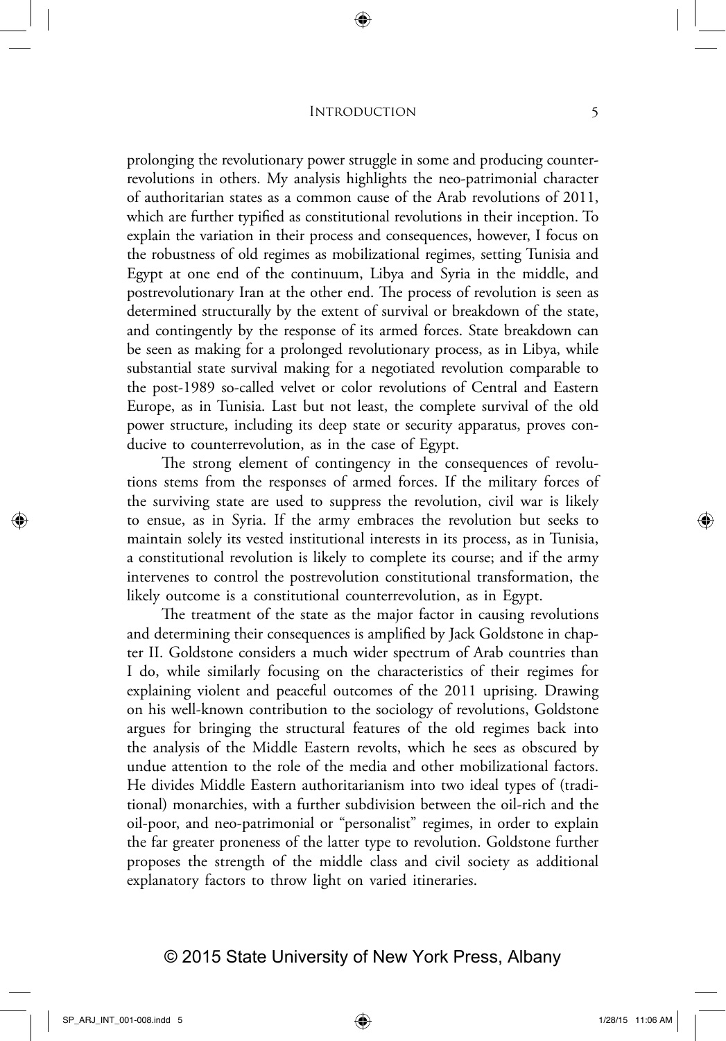prolonging the revolutionary power struggle in some and producing counterrevolutions in others. My analysis highlights the neo-patrimonial character of authoritarian states as a common cause of the Arab revolutions of 2011, which are further typified as constitutional revolutions in their inception. To explain the variation in their process and consequences, however, I focus on the robustness of old regimes as mobilizational regimes, setting Tunisia and Egypt at one end of the continuum, Libya and Syria in the middle, and postrevolutionary Iran at the other end. The process of revolution is seen as determined structurally by the extent of survival or breakdown of the state, and contingently by the response of its armed forces. State breakdown can be seen as making for a prolonged revolutionary process, as in Libya, while substantial state survival making for a negotiated revolution comparable to the post-1989 so-called velvet or color revolutions of Central and Eastern Europe, as in Tunisia. Last but not least, the complete survival of the old power structure, including its deep state or security apparatus, proves conducive to counterrevolution, as in the case of Egypt.

The strong element of contingency in the consequences of revolutions stems from the responses of armed forces. If the military forces of the surviving state are used to suppress the revolution, civil war is likely to ensue, as in Syria. If the army embraces the revolution but seeks to maintain solely its vested institutional interests in its process, as in Tunisia, a constitutional revolution is likely to complete its course; and if the army intervenes to control the postrevolution constitutional transformation, the likely outcome is a constitutional counterrevolution, as in Egypt.

The treatment of the state as the major factor in causing revolutions and determining their consequences is amplified by Jack Goldstone in chapter II. Goldstone considers a much wider spectrum of Arab countries than I do, while similarly focusing on the characteristics of their regimes for explaining violent and peaceful outcomes of the 2011 uprising. Drawing on his well-known contribution to the sociology of revolutions, Goldstone argues for bringing the structural features of the old regimes back into the analysis of the Middle Eastern revolts, which he sees as obscured by undue attention to the role of the media and other mobilizational factors. He divides Middle Eastern authoritarianism into two ideal types of (traditional) monarchies, with a further subdivision between the oil-rich and the oil-poor, and neo-patrimonial or "personalist" regimes, in order to explain the far greater proneness of the latter type to revolution. Goldstone further proposes the strength of the middle class and civil society as additional explanatory factors to throw light on varied itineraries.

© 2015 State University of New York Press, Albany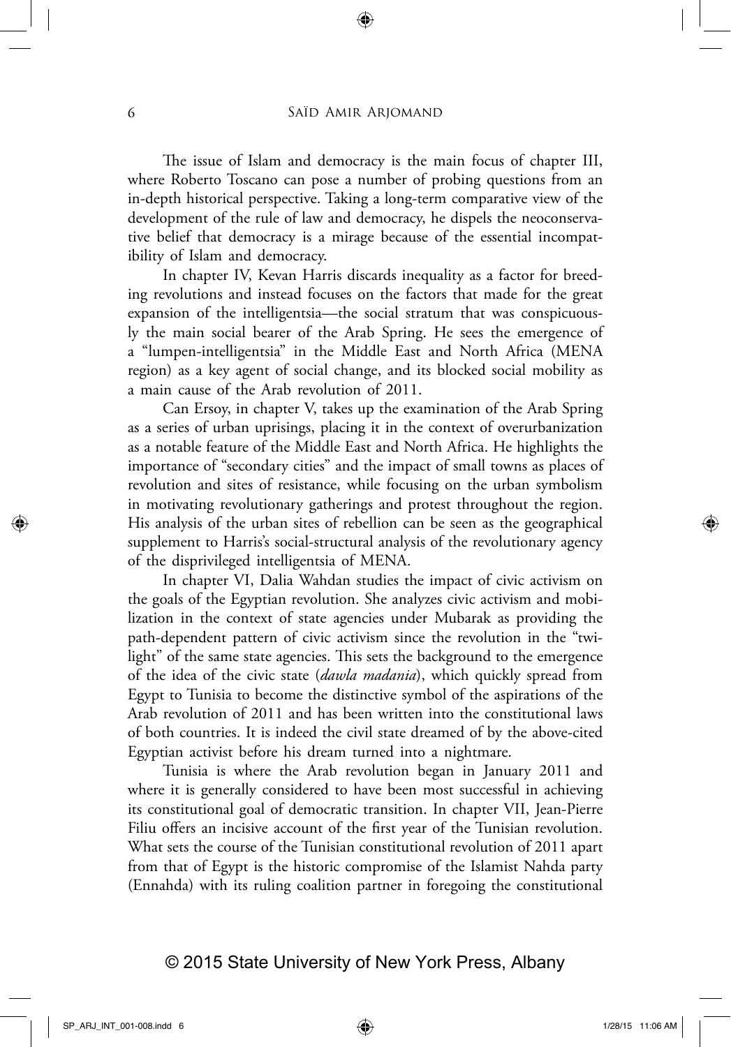The issue of Islam and democracy is the main focus of chapter III, where Roberto Toscano can pose a number of probing questions from an in-depth historical perspective. Taking a long-term comparative view of the development of the rule of law and democracy, he dispels the neoconservative belief that democracy is a mirage because of the essential incompatibility of Islam and democracy.

In chapter IV, Kevan Harris discards inequality as a factor for breeding revolutions and instead focuses on the factors that made for the great expansion of the intelligentsia—the social stratum that was conspicuously the main social bearer of the Arab Spring. He sees the emergence of a "lumpen-intelligentsia" in the Middle East and North Africa (MENA region) as a key agent of social change, and its blocked social mobility as a main cause of the Arab revolution of 2011.

Can Ersoy, in chapter V, takes up the examination of the Arab Spring as a series of urban uprisings, placing it in the context of overurbanization as a notable feature of the Middle East and North Africa. He highlights the importance of "secondary cities" and the impact of small towns as places of revolution and sites of resistance, while focusing on the urban symbolism in motivating revolutionary gatherings and protest throughout the region. His analysis of the urban sites of rebellion can be seen as the geographical supplement to Harris's social-structural analysis of the revolutionary agency of the disprivileged intelligentsia of MENA.

In chapter VI, Dalia Wahdan studies the impact of civic activism on the goals of the Egyptian revolution. She analyzes civic activism and mobilization in the context of state agencies under Mubarak as providing the path-dependent pattern of civic activism since the revolution in the "twilight" of the same state agencies. This sets the background to the emergence of the idea of the civic state (*dawla madania*), which quickly spread from Egypt to Tunisia to become the distinctive symbol of the aspirations of the Arab revolution of 2011 and has been written into the constitutional laws of both countries. It is indeed the civil state dreamed of by the above-cited Egyptian activist before his dream turned into a nightmare.

Tunisia is where the Arab revolution began in January 2011 and where it is generally considered to have been most successful in achieving its constitutional goal of democratic transition. In chapter VII, Jean-Pierre Filiu offers an incisive account of the first year of the Tunisian revolution. What sets the course of the Tunisian constitutional revolution of 2011 apart from that of Egypt is the historic compromise of the Islamist Nahda party (Ennahda) with its ruling coalition partner in foregoing the constitutional

© 2015 State University of New York Press, Albany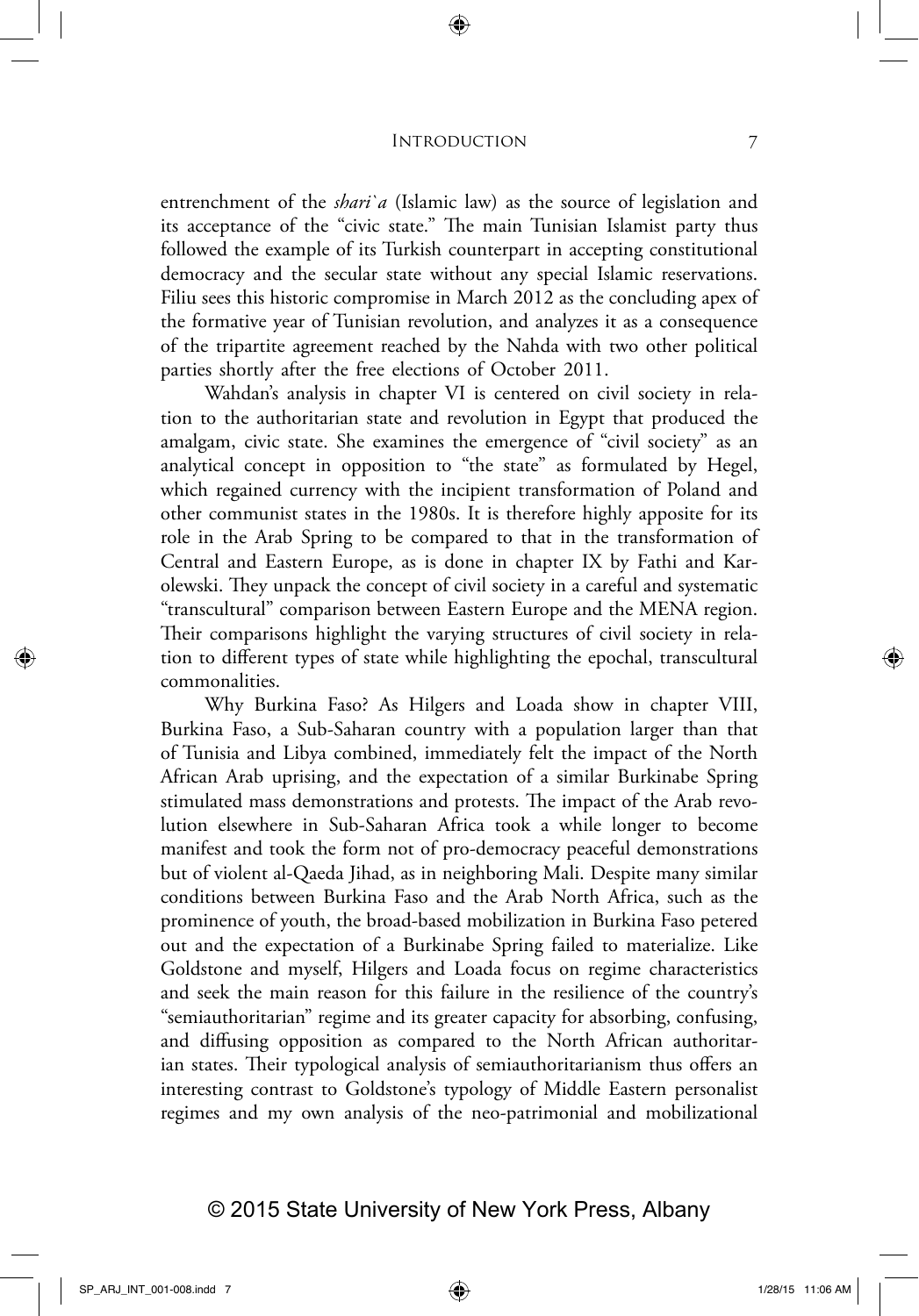entrenchment of the *shari`a* (Islamic law) as the source of legislation and its acceptance of the "civic state." The main Tunisian Islamist party thus followed the example of its Turkish counterpart in accepting constitutional democracy and the secular state without any special Islamic reservations. Filiu sees this historic compromise in March 2012 as the concluding apex of the formative year of Tunisian revolution, and analyzes it as a consequence of the tripartite agreement reached by the Nahda with two other political parties shortly after the free elections of October 2011.

Wahdan's analysis in chapter VI is centered on civil society in relation to the authoritarian state and revolution in Egypt that produced the amalgam, civic state. She examines the emergence of "civil society" as an analytical concept in opposition to "the state" as formulated by Hegel, which regained currency with the incipient transformation of Poland and other communist states in the 1980s. It is therefore highly apposite for its role in the Arab Spring to be compared to that in the transformation of Central and Eastern Europe, as is done in chapter IX by Fathi and Karolewski. They unpack the concept of civil society in a careful and systematic "transcultural" comparison between Eastern Europe and the MENA region. Their comparisons highlight the varying structures of civil society in relation to different types of state while highlighting the epochal, transcultural commonalities.

Why Burkina Faso? As Hilgers and Loada show in chapter VIII, Burkina Faso, a Sub-Saharan country with a population larger than that of Tunisia and Libya combined, immediately felt the impact of the North African Arab uprising, and the expectation of a similar Burkinabe Spring stimulated mass demonstrations and protests. The impact of the Arab revolution elsewhere in Sub-Saharan Africa took a while longer to become manifest and took the form not of pro-democracy peaceful demonstrations but of violent al-Qaeda Jihad, as in neighboring Mali. Despite many similar conditions between Burkina Faso and the Arab North Africa, such as the prominence of youth, the broad-based mobilization in Burkina Faso petered out and the expectation of a Burkinabe Spring failed to materialize. Like Goldstone and myself, Hilgers and Loada focus on regime characteristics and seek the main reason for this failure in the resilience of the country's "semiauthoritarian" regime and its greater capacity for absorbing, confusing, and diffusing opposition as compared to the North African authoritarian states. Their typological analysis of semiauthoritarianism thus offers an interesting contrast to Goldstone's typology of Middle Eastern personalist regimes and my own analysis of the neo-patrimonial and mobilizational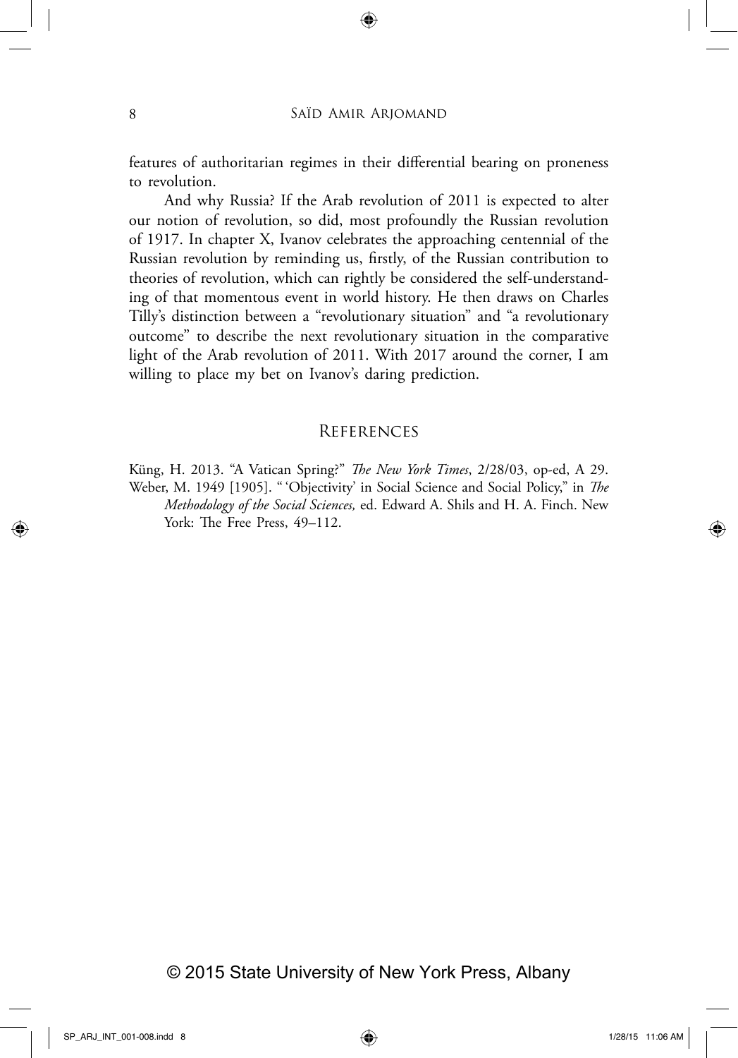features of authoritarian regimes in their differential bearing on proneness to revolution.

And why Russia? If the Arab revolution of 2011 is expected to alter our notion of revolution, so did, most profoundly the Russian revolution of 1917. In chapter X, Ivanov celebrates the approaching centennial of the Russian revolution by reminding us, firstly, of the Russian contribution to theories of revolution, which can rightly be considered the self-understanding of that momentous event in world history. He then draws on Charles Tilly's distinction between a "revolutionary situation" and "a revolutionary outcome" to describe the next revolutionary situation in the comparative light of the Arab revolution of 2011. With 2017 around the corner, I am willing to place my bet on Ivanov's daring prediction.

## References

Küng, H. 2013. "A Vatican Spring?" *The New York Times*, 2/28/03, op-ed, A 29.

Weber, M. 1949 [1905]. " 'Objectivity' in Social Science and Social Policy," in *The Methodology of the Social Sciences,* ed. Edward A. Shils and H. A. Finch. New York: The Free Press, 49–112.

© 2015 State University of New York Press, Albany